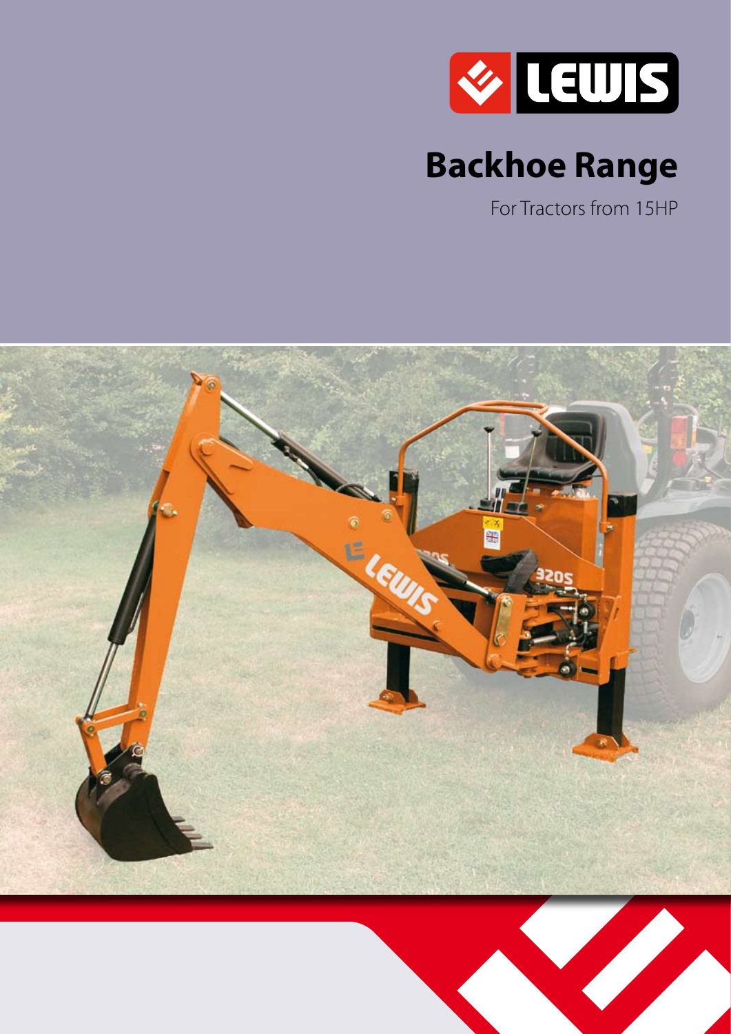LEWIS

# Backhoe Range

For Tractors from 15HP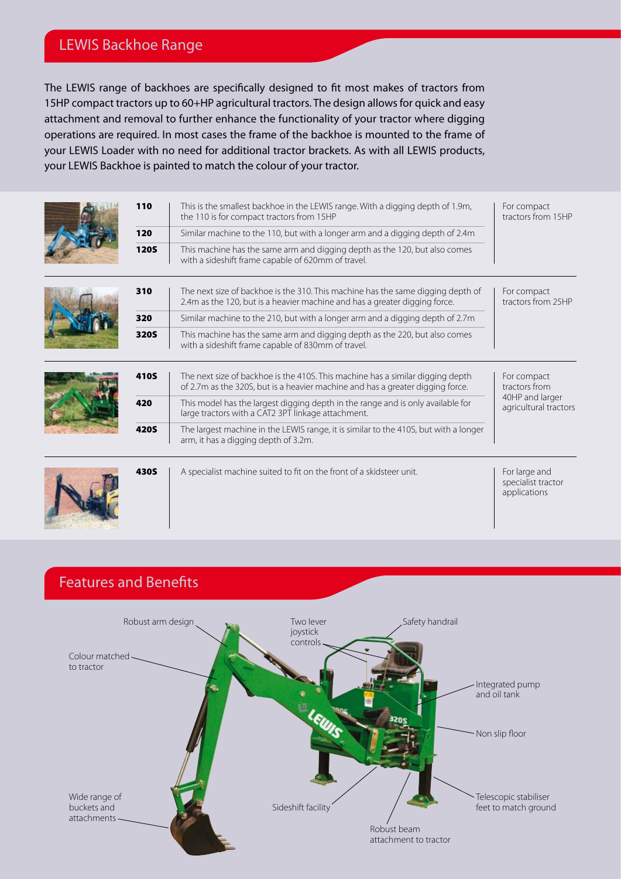## LEWIS Backhoe Range

The LEWIS range of backhoes are specifically designed to fit most makes of tractors from 15HP compact tractors up to 60+HP agricultural tractors. The design allows for quick and easy attachment and removal to further enhance the functionality of your tractor where digging operations are required. In most cases the frame of the backhoe is mounted to the frame of your LEWIS Loader with no need for additional tractor brackets. As with all LEWIS products, your LEWIS Backhoe is painted to match the colour of your tractor.

| Model | Description | Application |
|---|---|---|
| **110** | This is the smallest backhoe in the LEWIS range. With a digging depth of 1.9m, the 110 is for compact tractors from 15HP | For compact tractors from 15HP |
| **120** | Similar machine to the 110, but with a longer arm and a digging depth of 2.4m | |
| **120S** | This machine has the same arm and digging depth as the 120, but also comes with a sideshift frame capable of 620mm of travel. | |
| **310** | The next size of backhoe is the 310. This machine has the same digging depth of 2.4m as the 120, but is a heavier machine and has a greater digging force. | For compact tractors from 25HP |
| **320** | Similar machine to the 210, but with a longer arm and a digging depth of 2.7m | |
| **320S** | This machine has the same arm and digging depth as the 220, but also comes with a sideshift frame capable of 830mm of travel. | |
| **410S** | The next size of backhoe is the 410S. This machine has a similar digging depth of 2.7m as the 320S, but is a heavier machine and has a greater digging force. | For compact tractors from 40HP and larger agricultural tractors |
| **420** | This model has the largest digging depth in the range and is only available for large tractors with a CAT2 3PT linkage attachment. | |
| **420S** | The largest machine in the LEWIS range, it is similar to the 410S, but with a longer arm, it has a digging depth of 3.2m. | |
| **430S** | A specialist machine suited to fit on the front of a skidsteer unit. | For large and specialist tractor applications |

## Features and Benefits

- Robust arm design
- Two lever joystick controls
- Safety handrail
- Colour matched to tractor
- Integrated pump and oil tank
- Non slip floor
- Wide range of buckets and attachments
- Sideshift facility
- Telescopic stabiliser feet to match ground
- Robust beam attachment to tractor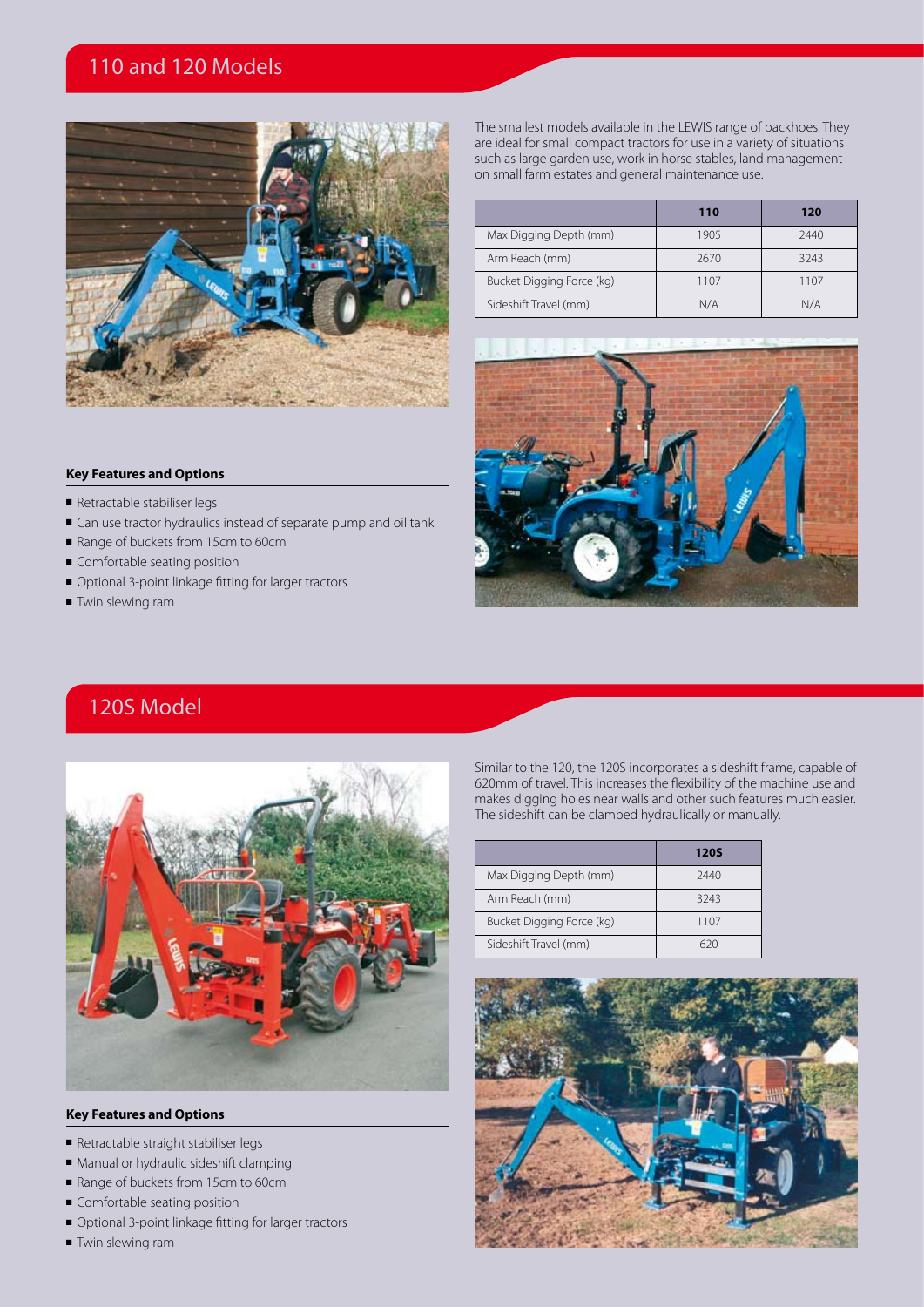## 110 and 120 Models

The smallest models available in the LEWIS range of backhoes. They are ideal for small compact tractors for use in a variety of situations such as large garden use, work in horse stables, land management on small farm estates and general maintenance use.

| | 110 | 120 |
|---|---|---|
| Max Digging Depth (mm) | 1905 | 2440 |
| Arm Reach (mm) | 2670 | 3243 |
| Bucket Digging Force (kg) | 1107 | 1107 |
| Sideshift Travel (mm) | N/A | N/A |

**Key Features and Options**

- Retractable stabiliser legs
- Can use tractor hydraulics instead of separate pump and oil tank
- Range of buckets from 15cm to 60cm
- Comfortable seating position
- Optional 3-point linkage fitting for larger tractors
- Twin slewing ram

## 120S Model

Similar to the 120, the 120S incorporates a sideshift frame, capable of 620mm of travel. This increases the flexibility of the machine use and makes digging holes near walls and other such features much easier. The sideshift can be clamped hydraulically or manually.

| | 120S |
|---|---|
| Max Digging Depth (mm) | 2440 |
| Arm Reach (mm) | 3243 |
| Bucket Digging Force (kg) | 1107 |
| Sideshift Travel (mm) | 620 |

**Key Features and Options**

- Retractable straight stabiliser legs
- Manual or hydraulic sideshift clamping
- Range of buckets from 15cm to 60cm
- Comfortable seating position
- Optional 3-point linkage fitting for larger tractors
- Twin slewing ram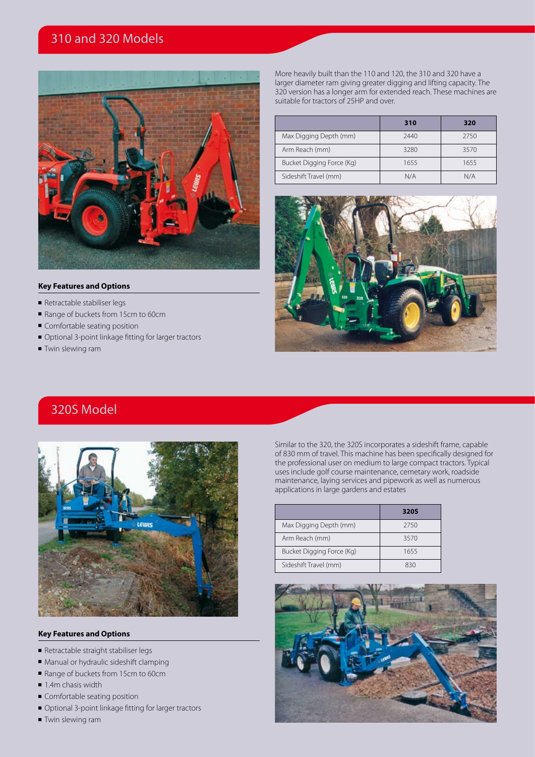## 310 and 320 Models

More heavily built than the 110 and 120, the 310 and 320 have a larger diameter ram giving greater digging and lifting capacity. The 320 version has a longer arm for extended reach. These machines are suitable for tractors of 25HP and over.

| | 310 | 320 |
|---|---|---|
| Max Digging Depth (mm) | 2440 | 2750 |
| Arm Reach (mm) | 3280 | 3570 |
| Bucket Digging Force (Kg) | 1655 | 1655 |
| Sideshift Travel (mm) | N/A | N/A |

**Key Features and Options**

- Retractable stabiliser legs
- Range of buckets from 15cm to 60cm
- Comfortable seating position
- Optional 3-point linkage fitting for larger tractors
- Twin slewing ram

## 320S Model

Similar to the 320, the 320S incorporates a sideshift frame, capable of 830 mm of travel. This machine has been specifically designed for the professional user on medium to large compact tractors. Typical uses include golf course maintenance, cemetary work, roadside maintenance, laying services and pipework as well as numerous applications in large gardens and estates

| | 320S |
|---|---|
| Max Digging Depth (mm) | 2750 |
| Arm Reach (mm) | 3570 |
| Bucket Digging Force (Kg) | 1655 |
| Sideshift Travel (mm) | 830 |

**Key Features and Options**

- Retractable straight stabiliser legs
- Manual or hydraulic sideshift clamping
- Range of buckets from 15cm to 60cm
- 1.4m chasis width
- Comfortable seating position
- Optional 3-point linkage fitting for larger tractors
- Twin slewing ram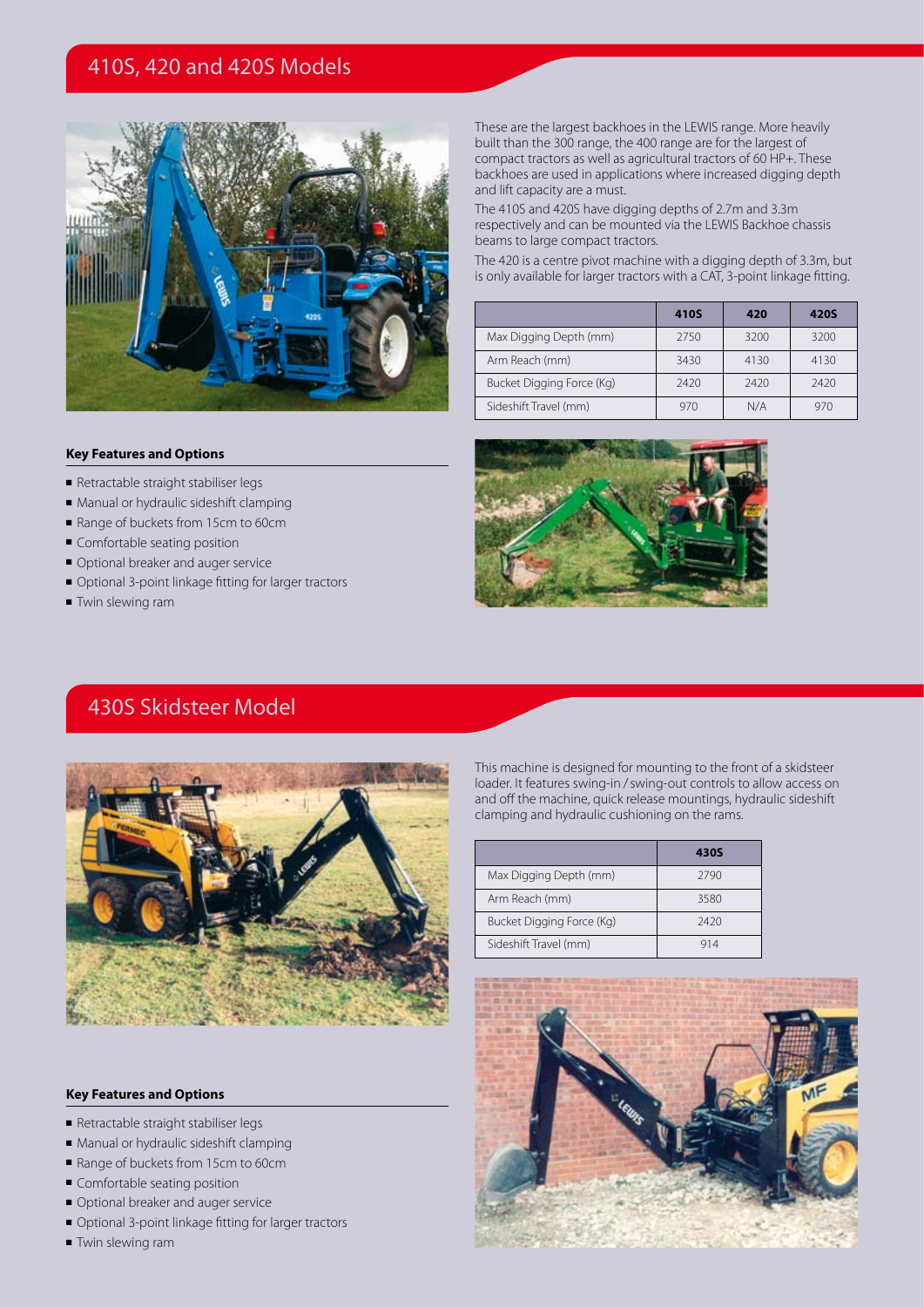## 410S, 420 and 420S Models

These are the largest backhoes in the LEWIS range. More heavily built than the 300 range, the 400 range are for the largest of compact tractors as well as agricultural tractors of 60 HP+. These backhoes are used in applications where increased digging depth and lift capacity are a must.

The 410S and 420S have digging depths of 2.7m and 3.3m respectively and can be mounted via the LEWIS Backhoe chassis beams to large compact tractors.

The 420 is a centre pivot machine with a digging depth of 3.3m, but is only available for larger tractors with a CAT, 3-point linkage fitting.

| | 410S | 420 | 420S |
|---|---|---|---|
| Max Digging Depth (mm) | 2750 | 3200 | 3200 |
| Arm Reach (mm) | 3430 | 4130 | 4130 |
| Bucket Digging Force (Kg) | 2420 | 2420 | 2420 |
| Sideshift Travel (mm) | 970 | N/A | 970 |

**Key Features and Options**

- Retractable straight stabiliser legs
- Manual or hydraulic sideshift clamping
- Range of buckets from 15cm to 60cm
- Comfortable seating position
- Optional breaker and auger service
- Optional 3-point linkage fitting for larger tractors
- Twin slewing ram

## 430S Skidsteer Model

This machine is designed for mounting to the front of a skidsteer loader. It features swing-in / swing-out controls to allow access on and off the machine, quick release mountings, hydraulic sideshift clamping and hydraulic cushioning on the rams.

| | 430S |
|---|---|
| Max Digging Depth (mm) | 2790 |
| Arm Reach (mm) | 3580 |
| Bucket Digging Force (Kg) | 2420 |
| Sideshift Travel (mm) | 914 |

**Key Features and Options**

- Retractable straight stabiliser legs
- Manual or hydraulic sideshift clamping
- Range of buckets from 15cm to 60cm
- Comfortable seating position
- Optional breaker and auger service
- Optional 3-point linkage fitting for larger tractors
- Twin slewing ram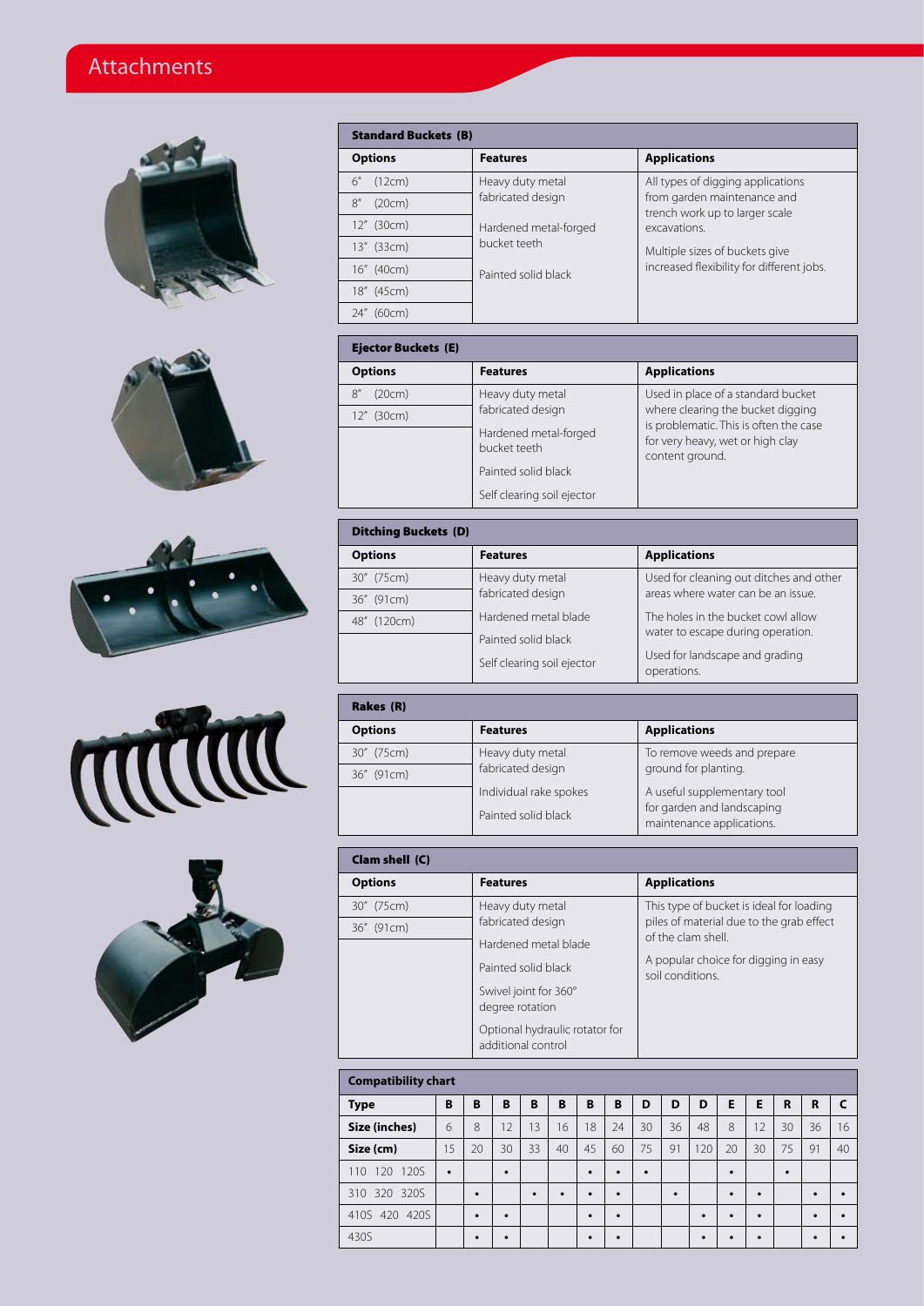# Attachments

| Standard Buckets (B) | | |
|---|---|---|
| **Options** | **Features** | **Applications** |
| 6" (12cm) | Heavy duty metal fabricated design | All types of digging applications from garden maintenance and trench work up to larger scale excavations. |
| 8" (20cm) | Hardened metal-forged bucket teeth | Multiple sizes of buckets give increased flexibility for different jobs. |
| 12" (30cm) | Painted solid black | |
| 13" (33cm) | | |
| 16" (40cm) | | |
| 18" (45cm) | | |
| 24" (60cm) | | |

| Ejector Buckets (E) | | |
|---|---|---|
| **Options** | **Features** | **Applications** |
| 8" (20cm) | Heavy duty metal fabricated design | Used in place of a standard bucket where clearing the bucket digging is problematic. This is often the case for very heavy, wet or high clay content ground. |
| 12" (30cm) | Hardened metal-forged bucket teeth | |
| | Painted solid black | |
| | Self clearing soil ejector | |

| Ditching Buckets (D) | | |
|---|---|---|
| **Options** | **Features** | **Applications** |
| 30" (75cm) | Heavy duty metal fabricated design | Used for cleaning out ditches and other areas where water can be an issue. |
| 36" (91cm) | Hardened metal blade | The holes in the bucket cowl allow water to escape during operation. |
| 48" (120cm) | Painted solid black | Used for landscape and grading operations. |
| | Self clearing soil ejector | |

| Rakes (R) | | |
|---|---|---|
| **Options** | **Features** | **Applications** |
| 30" (75cm) | Heavy duty metal fabricated design | To remove weeds and prepare ground for planting. |
| 36" (91cm) | Individual rake spokes | A useful supplementary tool for garden and landscaping maintenance applications. |
| | Painted solid black | |

| Clam shell (C) | | |
|---|---|---|
| **Options** | **Features** | **Applications** |
| 30" (75cm) | Heavy duty metal fabricated design | This type of bucket is ideal for loading piles of material due to the grab effect of the clam shell. |
| 36" (91cm) | Hardened metal blade | A popular choice for digging in easy soil conditions. |
| | Painted solid black | |
| | Swivel joint for 360° degree rotation | |
| | Optional hydraulic rotator for additional control | |

| Compatibility chart | | | | | | | | | | | | | | | |
|---|---|---|---|---|---|---|---|---|---|---|---|---|---|---|---|
| **Type** | **B** | **B** | **B** | **B** | **B** | **B** | **B** | **D** | **D** | **D** | **E** | **E** | **R** | **R** | **C** |
| **Size (inches)** | 6 | 8 | 12 | 13 | 16 | 18 | 24 | 30 | 36 | 48 | 8 | 12 | 30 | 36 | 16 |
| **Size (cm)** | 15 | 20 | 30 | 33 | 40 | 45 | 60 | 75 | 91 | 120 | 20 | 30 | 75 | 91 | 40 |
| 110 120 120S | • | | • | | | • | • | • | | | • | | • | | |
| 310 320 320S | | • | | • | • | • | • | | • | | • | • | | • | • |
| 410S 420 420S | | • | • | | | • | • | | | • | • | • | | • | • |
| 430S | | • | • | | | • | • | | | • | • | • | | • | • |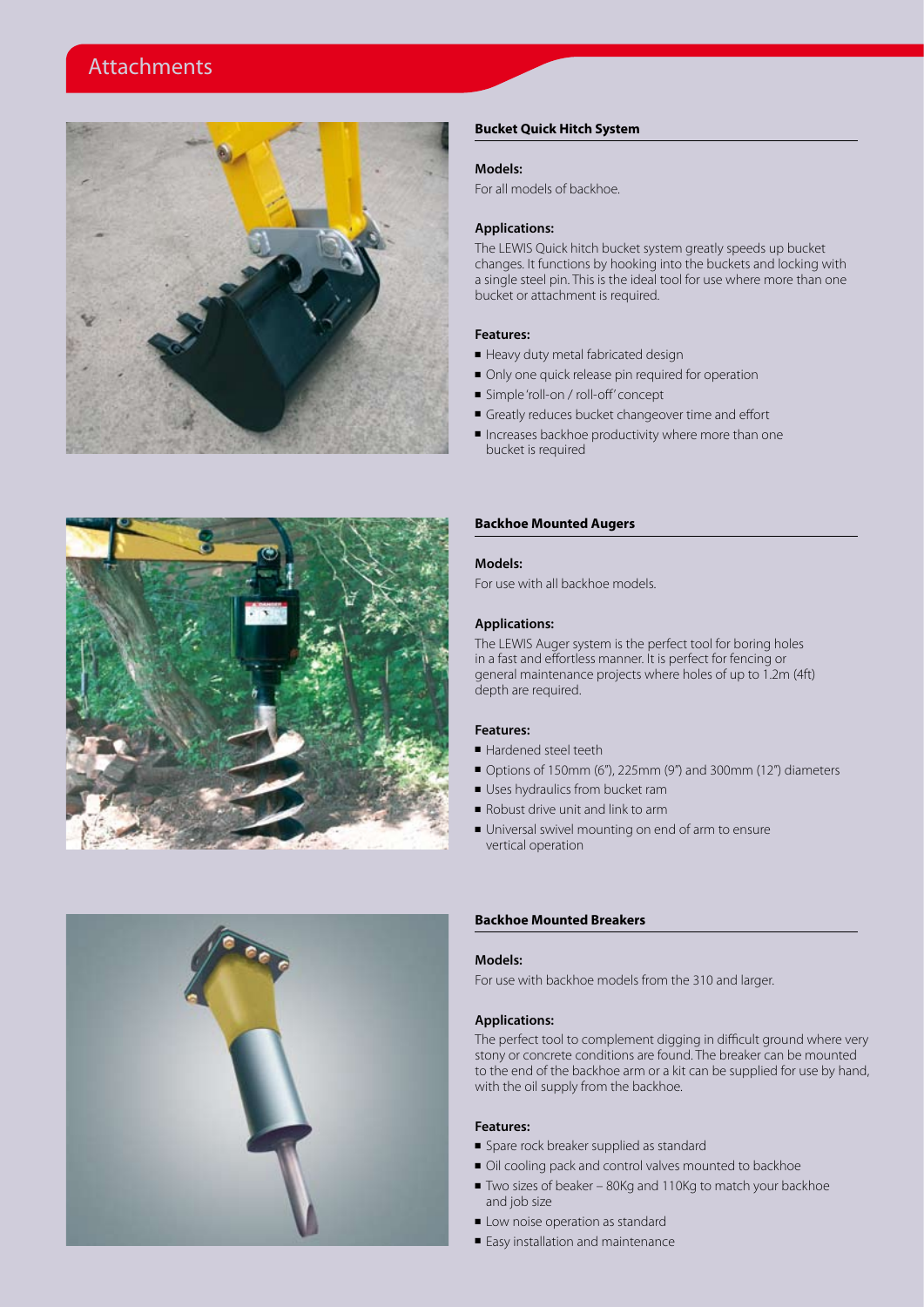# Attachments

## Bucket Quick Hitch System

**Models:**

For all models of backhoe.

**Applications:**

The LEWIS Quick hitch bucket system greatly speeds up bucket changes. It functions by hooking into the buckets and locking with a single steel pin. This is the ideal tool for use where more than one bucket or attachment is required.

**Features:**

- Heavy duty metal fabricated design
- Only one quick release pin required for operation
- Simple 'roll-on / roll-off' concept
- Greatly reduces bucket changeover time and effort
- Increases backhoe productivity where more than one bucket is required

## Backhoe Mounted Augers

**Models:**

For use with all backhoe models.

**Applications:**

The LEWIS Auger system is the perfect tool for boring holes in a fast and effortless manner. It is perfect for fencing or general maintenance projects where holes of up to 1.2m (4ft) depth are required.

**Features:**

- Hardened steel teeth
- Options of 150mm (6"), 225mm (9") and 300mm (12") diameters
- Uses hydraulics from bucket ram
- Robust drive unit and link to arm
- Universal swivel mounting on end of arm to ensure vertical operation

## Backhoe Mounted Breakers

**Models:**

For use with backhoe models from the 310 and larger.

**Applications:**

The perfect tool to complement digging in difficult ground where very stony or concrete conditions are found. The breaker can be mounted to the end of the backhoe arm or a kit can be supplied for use by hand, with the oil supply from the backhoe.

**Features:**

- Spare rock breaker supplied as standard
- Oil cooling pack and control valves mounted to backhoe
- Two sizes of beaker – 80Kg and 110Kg to match your backhoe and job size
- Low noise operation as standard
- Easy installation and maintenance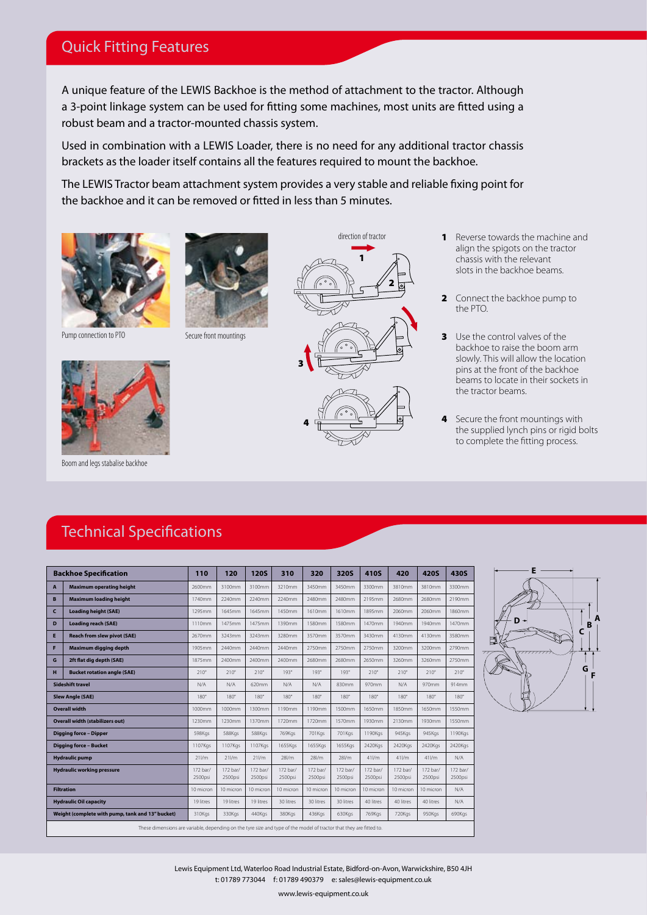## Quick Fitting Features

A unique feature of the LEWIS Backhoe is the method of attachment to the tractor. Although a 3-point linkage system can be used for fitting some machines, most units are fitted using a robust beam and a tractor-mounted chassis system.

Used in combination with a LEWIS Loader, there is no need for any additional tractor chassis brackets as the loader itself contains all the features required to mount the backhoe.

The LEWIS Tractor beam attachment system provides a very stable and reliable fixing point for the backhoe and it can be removed or fitted in less than 5 minutes.

Pump connection to PTO

Secure front mountings

Boom and legs stabalise backhoe

direction of tractor

1
2
3
4

1. Reverse towards the machine and align the spigots on the tractor chassis with the relevant slots in the backhoe beams.
2. Connect the backhoe pump to the PTO.
3. Use the control valves of the backhoe to raise the boom arm slowly. This will allow the location pins at the front of the backhoe beams to locate in their sockets in the tractor beams.
4. Secure the front mountings with the supplied lynch pins or rigid bolts to complete the fitting process.

## Technical Specifications

| Backhoe Specification | | 110 | 120 | 120S | 310 | 320 | 320S | 410S | 420 | 420S | 430S |
|---|---|---|---|---|---|---|---|---|---|---|---|
| A | Maximum operating height | 2600mm | 3100mm | 3100mm | 3210mm | 3450mm | 3450mm | 3300mm | 3810mm | 3810mm | 3300mm |
| B | Maximum loading height | 1740mm | 2240mm | 2240mm | 2240mm | 2480mm | 2480mm | 2195mm | 2680mm | 2680mm | 2190mm |
| C | Loading height (SAE) | 1295mm | 1645mm | 1645mm | 1450mm | 1610mm | 1610mm | 1895mm | 2060mm | 2060mm | 1860mm |
| D | Loading reach (SAE) | 1110mm | 1475mm | 1475mm | 1390mm | 1580mm | 1580mm | 1470mm | 1940mm | 1940mm | 1470mm |
| E | Reach from slew pivot (SAE) | 2670mm | 3243mm | 3243mm | 3280mm | 3570mm | 3570mm | 3430mm | 4130mm | 4130mm | 3580mm |
| F | Maximum digging depth | 1905mm | 2440mm | 2440mm | 2440mm | 2750mm | 2750mm | 2750mm | 3200mm | 3200mm | 2790mm |
| G | 2ft flat dig depth (SAE) | 1875mm | 2400mm | 2400mm | 2400mm | 2680mm | 2680mm | 2650mm | 3260mm | 3260mm | 2750mm |
| H | Bucket rotation angle (SAE) | 210° | 210° | 210° | 193° | 193° | 193° | 210° | 210° | 210° | 210° |
| Sideshift travel | | N/A | N/A | 620mm | N/A | N/A | 830mm | 970mm | N/A | 970mm | 914mm |
| Slew Angle (SAE) | | 180° | 180° | 180° | 180° | 180° | 180° | 180° | 180° | 180° | 180° |
| Overall width | | 1000mm | 1000mm | 1300mm | 1190mm | 1190mm | 1500mm | 1650mm | 1850mm | 1650mm | 1550mm |
| Overall width (stabilizers out) | | 1230mm | 1230mm | 1370mm | 1720mm | 1720mm | 1570mm | 1930mm | 2130mm | 1930mm | 1550mm |
| Digging force – Dipper | | 598Kgs | 588Kgs | 588Kgs | 769Kgs | 701Kgs | 701Kgs | 1190Kgs | 945Kgs | 945Kgs | 1190Kgs |
| Digging force – Bucket | | 1107Kgs | 1107Kgs | 1107Kgs | 1655Kgs | 1655Kgs | 1655Kgs | 2420Kgs | 2420Kgs | 2420Kgs | 2420Kgs |
| Hydraulic pump | | 21l/m | 21l/m | 21l/m | 28l/m | 28l/m | 28l/m | 41l/m | 41l/m | 41l/m | N/A |
| Hydraulic working pressure | | 172 bar/ 2500psi | 172 bar/ 2500psi | 172 bar/ 2500psi | 172 bar/ 2500psi | 172 bar/ 2500psi | 172 bar/ 2500psi | 172 bar/ 2500psi | 172 bar/ 2500psi | 172 bar/ 2500psi | 172 bar/ 2500psi |
| Filtration | | 10 micron | 10 micron | 10 micron | 10 micron | 10 micron | 10 micron | 10 micron | 10 micron | 10 micron | N/A |
| Hydraulic Oil capacity | | 19 litres | 19 litres | 19 litres | 30 litres | 30 litres | 30 litres | 40 litres | 40 litres | 40 litres | N/A |
| Weight (complete with pump, tank and 13" bucket) | | 310Kgs | 330Kgs | 440Kgs | 380Kgs | 436Kgs | 630Kgs | 769Kgs | 720Kgs | 950Kgs | 690Kgs |

These dimensions are variable, depending on the tyre size and type of the model of tractor that they are fitted to.

E
D
A
B
C
G
F

Lewis Equipment Ltd, Waterloo Road Industrial Estate, Bidford-on-Avon, Warwickshire, B50 4JH
t: 01789 773044 f: 01789 490379 e: sales@lewis-equipment.co.uk
www.lewis-equipment.co.uk